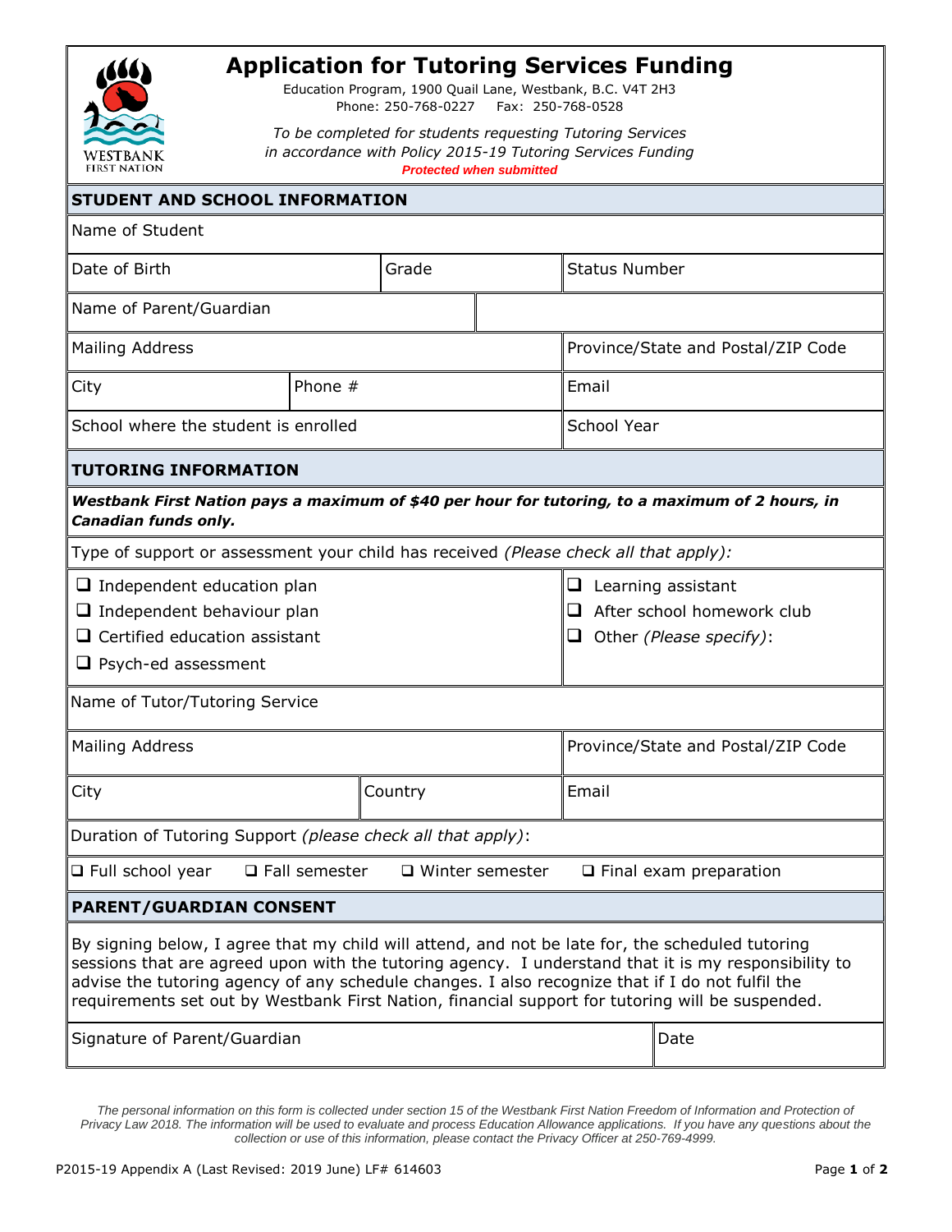# Application for Tutoring Services Funding

Education Program, 1900 Quail Lane, Westbank, B.C. V4T 2H3
Phone: 250-768-0227 Fax: 250-768-0528

*To be completed for students requesting Tutoring Services in accordance with Policy 2015-19 Tutoring Services Funding*

***Protected when submitted***

## STUDENT AND SCHOOL INFORMATION

| Name of Student | | |
|---|---|---|
| Date of Birth | Grade | Status Number |
| Name of Parent/Guardian | | |
| Mailing Address | | Province/State and Postal/ZIP Code |
| City | Phone # | Email |
| School where the student is enrolled | | School Year |

## TUTORING INFORMATION

***Westbank First Nation pays a maximum of $40 per hour for tutoring, to a maximum of 2 hours, in Canadian funds only.***

Type of support or assessment your child has received *(Please check all that apply)*:

- ☐ Independent education plan
- ☐ Independent behaviour plan
- ☐ Certified education assistant
- ☐ Psych-ed assessment
- ☐ Learning assistant
- ☐ After school homework club
- ☐ Other *(Please specify)*:

| Name of Tutor/Tutoring Service | | |
|---|---|---|
| Mailing Address | | Province/State and Postal/ZIP Code |
| City | Country | Email |

Duration of Tutoring Support *(please check all that apply)*:

☐ Full school year ☐ Fall semester ☐ Winter semester ☐ Final exam preparation

## PARENT/GUARDIAN CONSENT

By signing below, I agree that my child will attend, and not be late for, the scheduled tutoring sessions that are agreed upon with the tutoring agency. I understand that it is my responsibility to advise the tutoring agency of any schedule changes. I also recognize that if I do not fulfil the requirements set out by Westbank First Nation, financial support for tutoring will be suspended.

| Signature of Parent/Guardian | Date |
|---|---|

*The personal information on this form is collected under section 15 of the Westbank First Nation Freedom of Information and Protection of Privacy Law 2018. The information will be used to evaluate and process Education Allowance applications. If you have any questions about the collection or use of this information, please contact the Privacy Officer at 250-769-4999.*

P2015-19 Appendix A (Last Revised: 2019 June) LF# 614603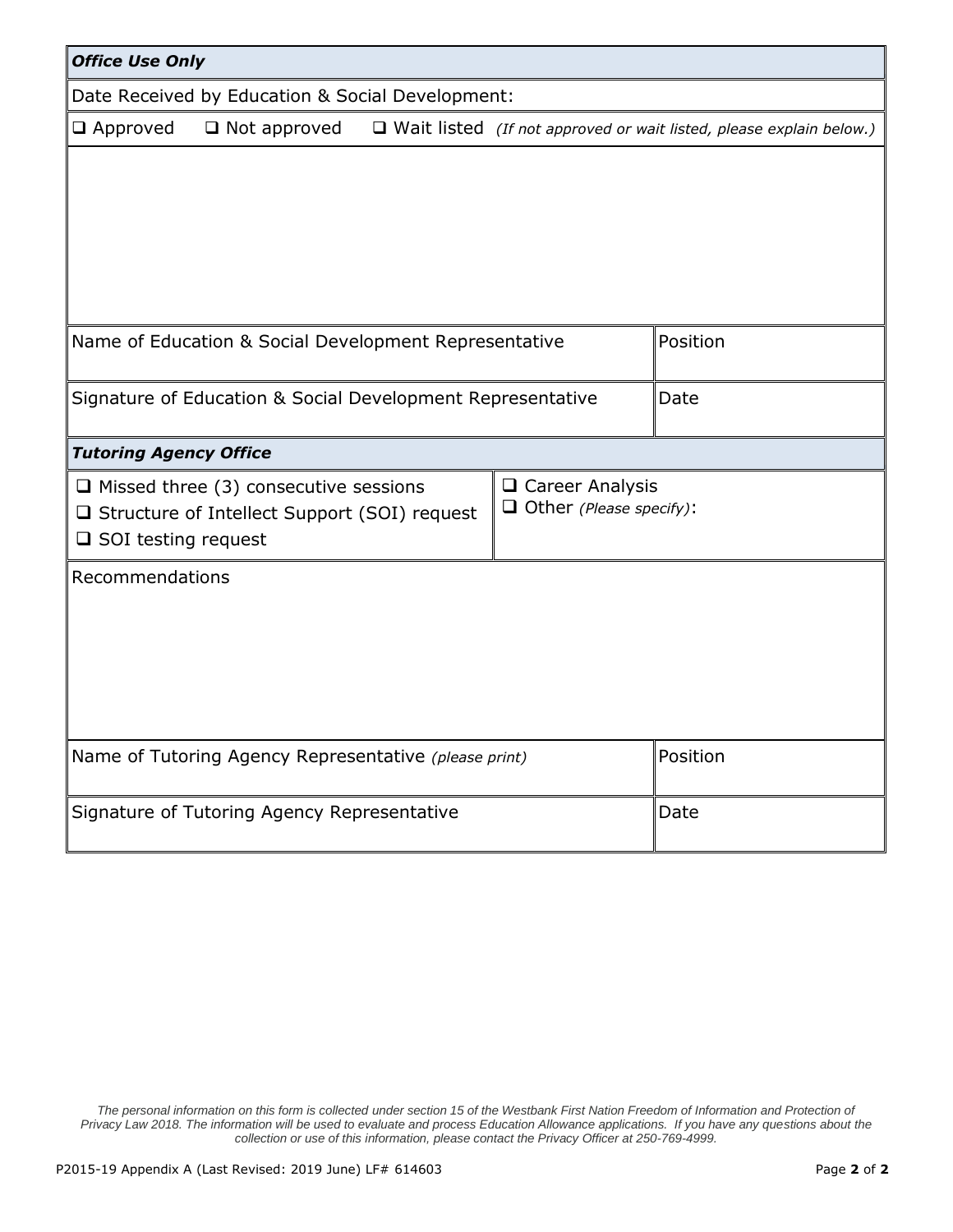| ***Office Use Only*** | |
| --- | --- |
| Date Received by Education & Social Development: | |
| ❑ Approved ❑ Not approved ❑ Wait listed *(If not approved or wait listed, please explain below.)* | |
| | |
| Name of Education & Social Development Representative | Position |
| Signature of Education & Social Development Representative | Date |

| ***Tutoring Agency Office*** | |
| --- | --- |
| ❑ Missed three (3) consecutive sessions<br>❑ Structure of Intellect Support (SOI) request<br>❑ SOI testing request | ❑ Career Analysis<br>❑ Other *(Please specify)*: |
| Recommendations | |
| Name of Tutoring Agency Representative *(please print)* | Position |
| Signature of Tutoring Agency Representative | Date |

*The personal information on this form is collected under section 15 of the Westbank First Nation Freedom of Information and Protection of Privacy Law 2018. The information will be used to evaluate and process Education Allowance applications. If you have any questions about the collection or use of this information, please contact the Privacy Officer at 250-769-4999.*

P2015-19 Appendix A (Last Revised: 2019 June) LF# 614603